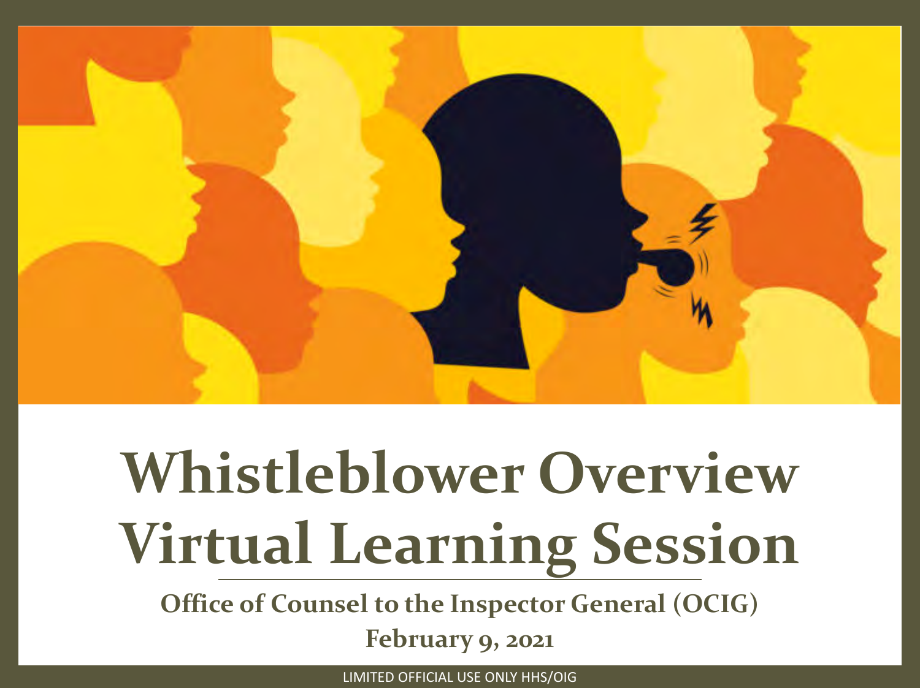# Whistleblower Overview Virtual Learning Session

**Office of Counsel to the Inspector General (OCIG)**

**February 9, 2021**

LIMITED OFFICIAL USE ONLY HHS/OIG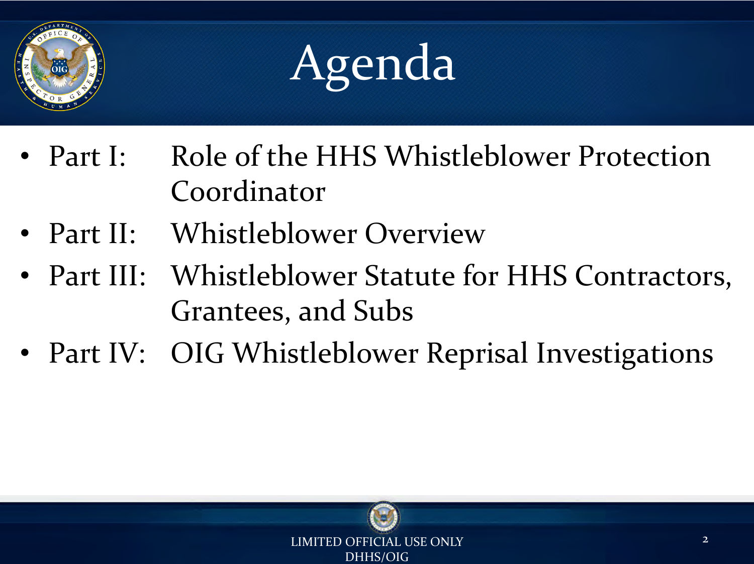# Agenda

- Part I: Role of the HHS Whistleblower Protection Coordinator
- Part II: Whistleblower Overview
- Part III: Whistleblower Statute for HHS Contractors, Grantees, and Subs
- Part IV: OIG Whistleblower Reprisal Investigations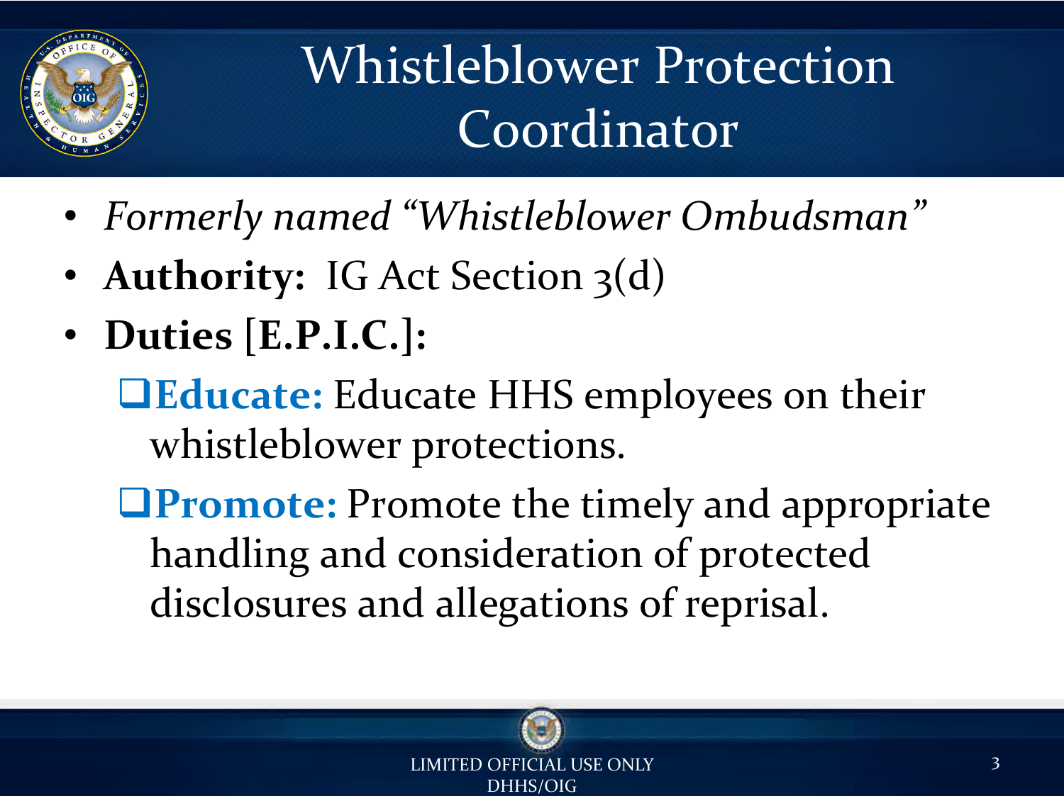# Whistleblower Protection Coordinator

- *Formerly named "Whistleblower Ombudsman"*
- **Authority:** IG Act Section 3(d)
- **Duties [E.P.I.C.]:**
  - **Educate:** Educate HHS employees on their whistleblower protections.
  - **Promote:** Promote the timely and appropriate handling and consideration of protected disclosures and allegations of reprisal.

LIMITED OFFICIAL USE ONLY
DHHS/OIG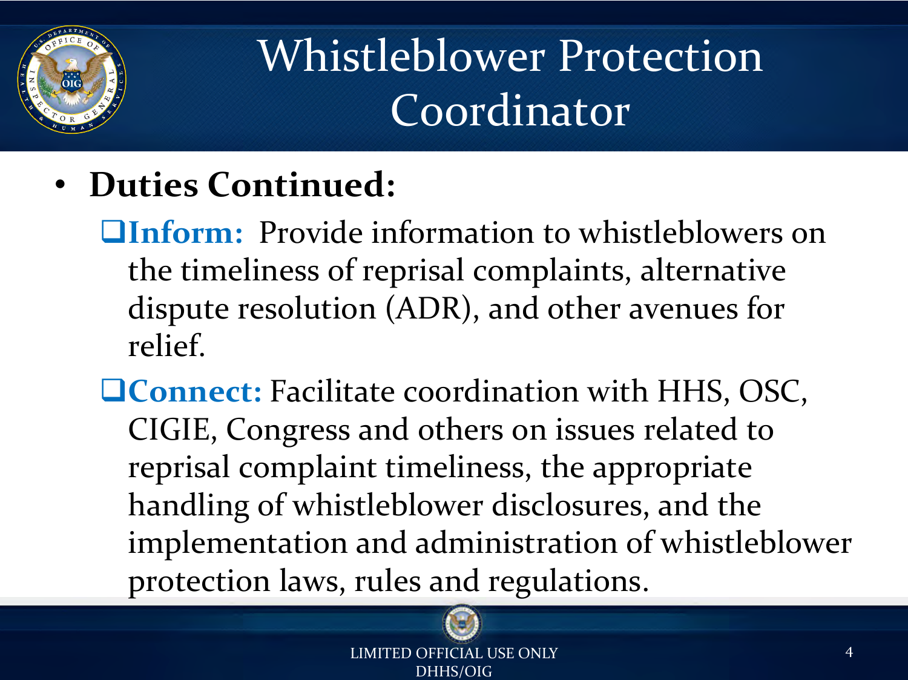# Whistleblower Protection Coordinator

- **Duties Continued:**
  - **Inform:** Provide information to whistleblowers on the timeliness of reprisal complaints, alternative dispute resolution (ADR), and other avenues for relief.
  - **Connect:** Facilitate coordination with HHS, OSC, CIGIE, Congress and others on issues related to reprisal complaint timeliness, the appropriate handling of whistleblower disclosures, and the implementation and administration of whistleblower protection laws, rules and regulations.

LIMITED OFFICIAL USE ONLY
DHHS/OIG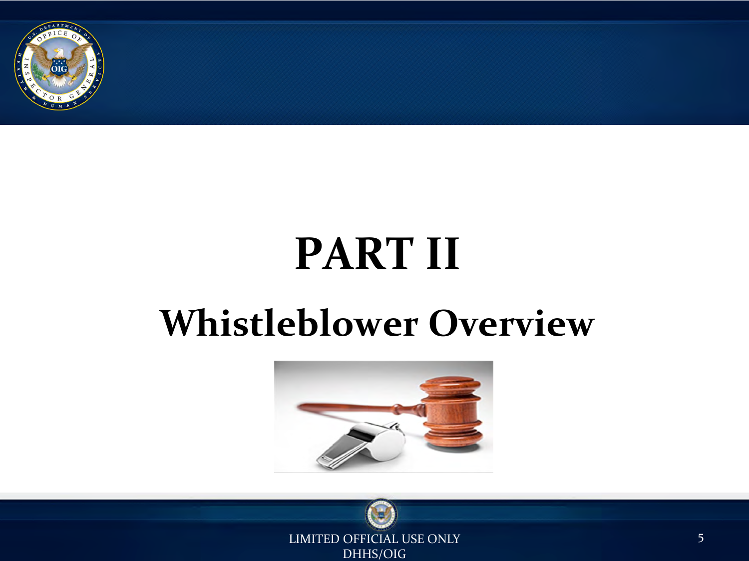# PART II

## Whistleblower Overview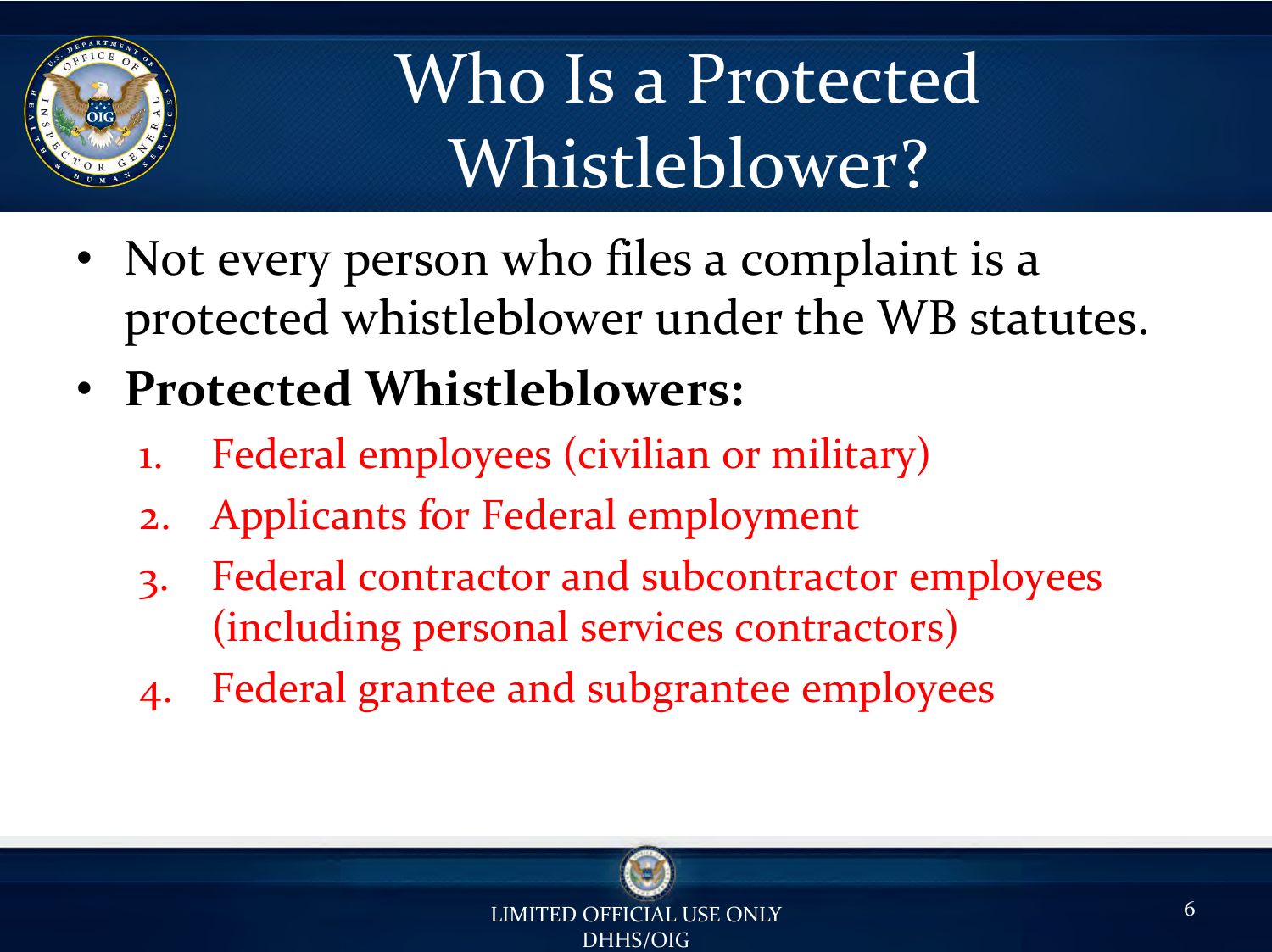# Who Is a Protected Whistleblower?

- Not every person who files a complaint is a protected whistleblower under the WB statutes.
- **Protected Whistleblowers:**
  1. Federal employees (civilian or military)
  2. Applicants for Federal employment
  3. Federal contractor and subcontractor employees (including personal services contractors)
  4. Federal grantee and subgrantee employees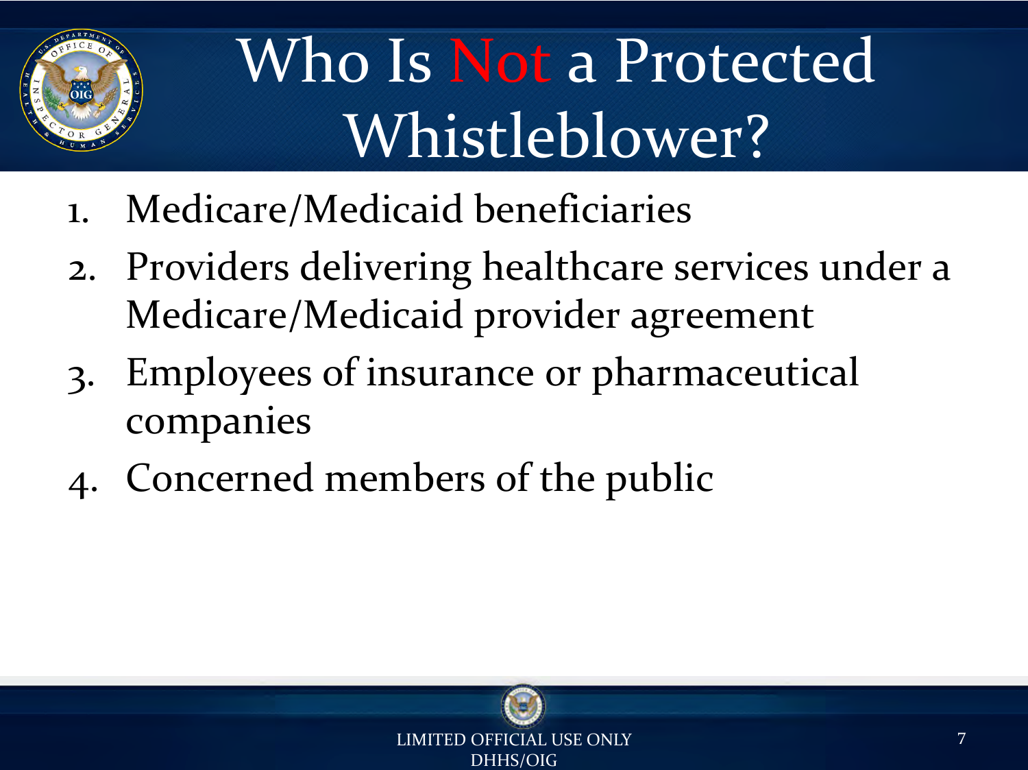# Who Is Not a Protected Whistleblower?

1. Medicare/Medicaid beneficiaries
2. Providers delivering healthcare services under a Medicare/Medicaid provider agreement
3. Employees of insurance or pharmaceutical companies
4. Concerned members of the public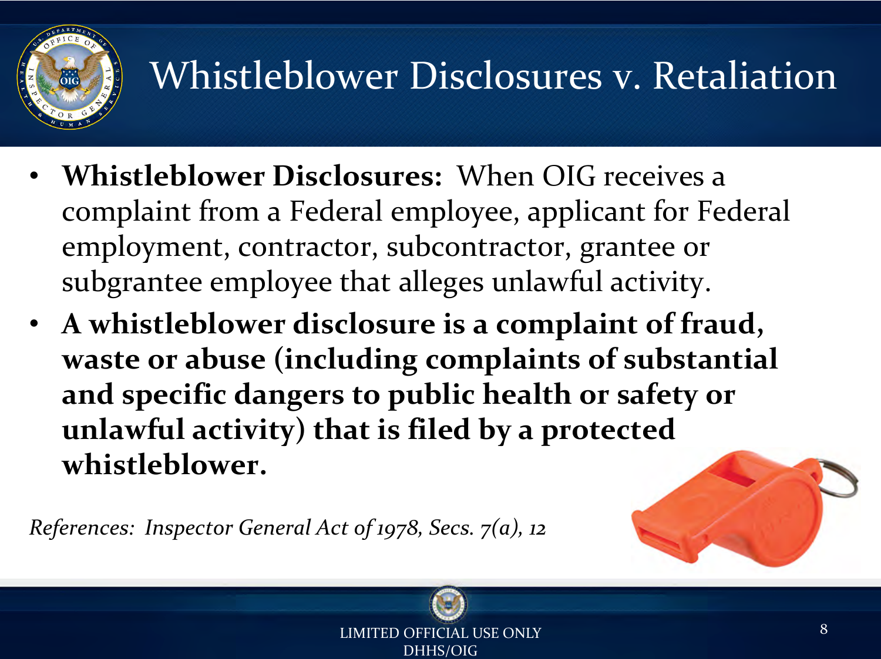# Whistleblower Disclosures v. Retaliation

- **Whistleblower Disclosures:** When OIG receives a complaint from a Federal employee, applicant for Federal employment, contractor, subcontractor, grantee or subgrantee employee that alleges unlawful activity.
- **A whistleblower disclosure is a complaint of fraud, waste or abuse (including complaints of substantial and specific dangers to public health or safety or unlawful activity) that is filed by a protected whistleblower.**

*References: Inspector General Act of 1978, Secs. 7(a), 12*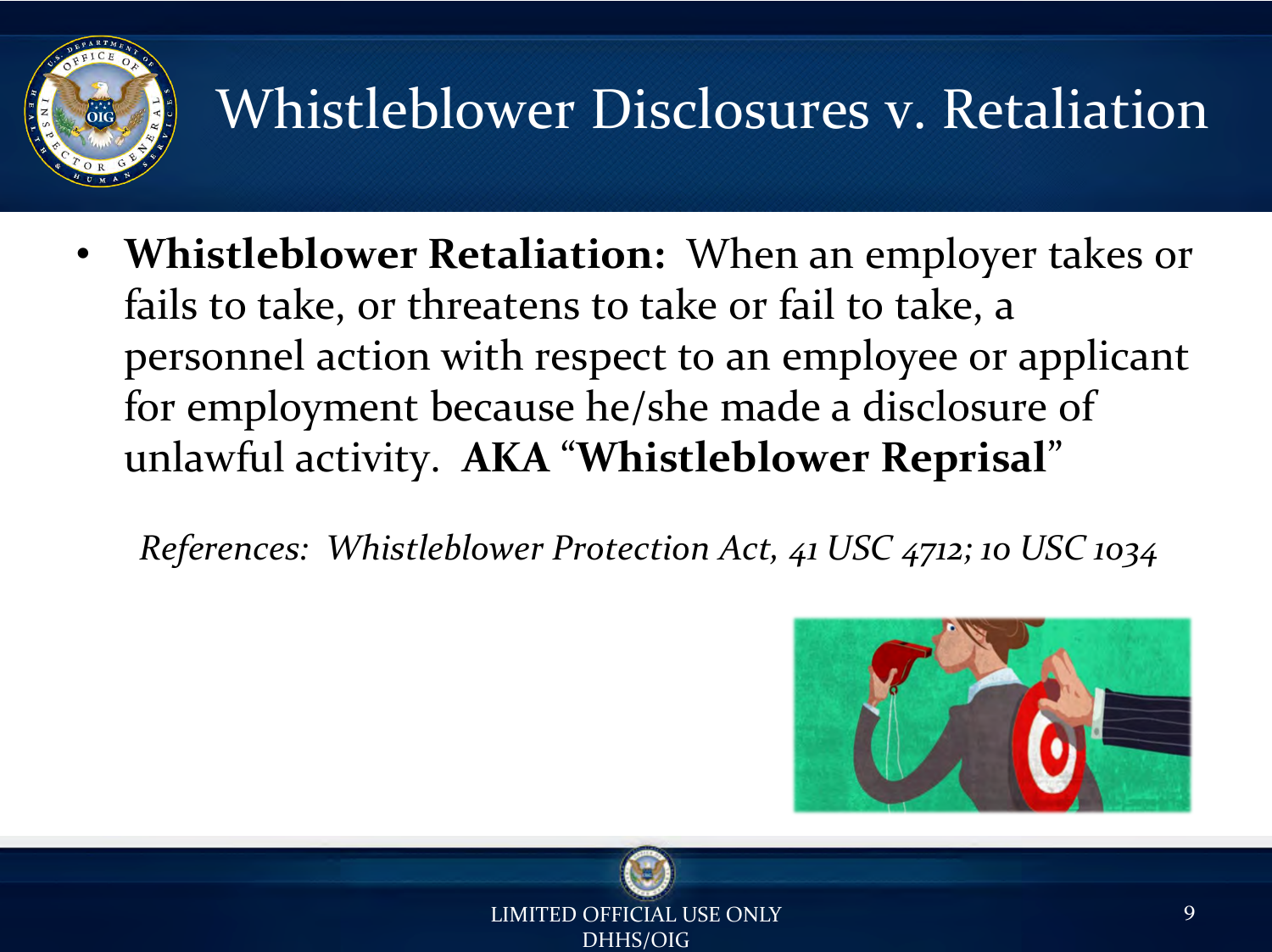# Whistleblower Disclosures v. Retaliation

- **Whistleblower Retaliation:** When an employer takes or fails to take, or threatens to take or fail to take, a personnel action with respect to an employee or applicant for employment because he/she made a disclosure of unlawful activity. **AKA "Whistleblower Reprisal"**

*References: Whistleblower Protection Act, 41 USC 4712; 10 USC 1034*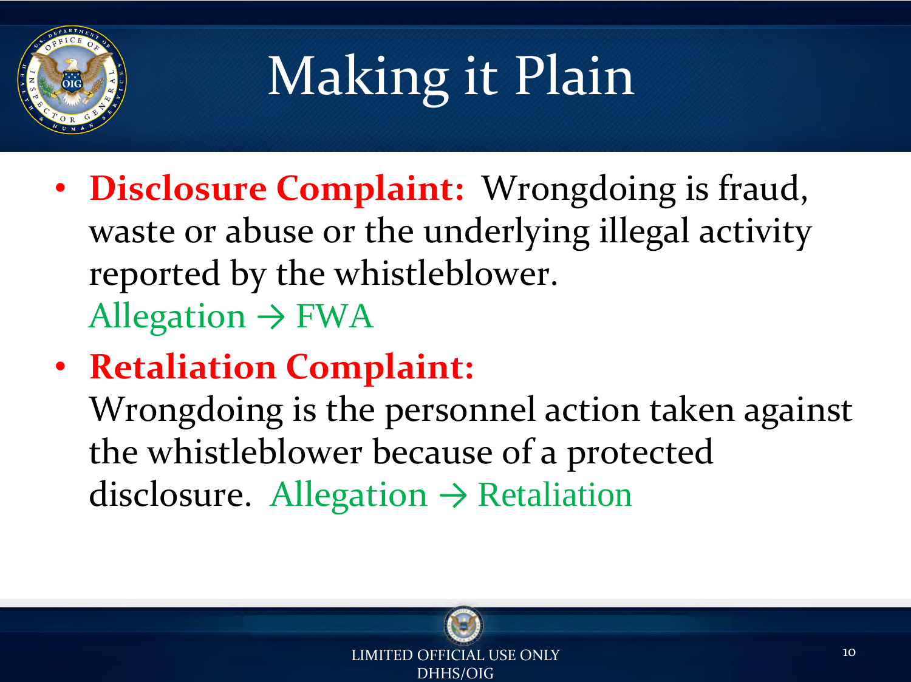# Making it Plain

- **Disclosure Complaint:** Wrongdoing is fraud, waste or abuse or the underlying illegal activity reported by the whistleblower.
  Allegation → FWA
- **Retaliation Complaint:**
  Wrongdoing is the personnel action taken against the whistleblower because of a protected disclosure. Allegation → Retaliation

LIMITED OFFICIAL USE ONLY
DHHS/OIG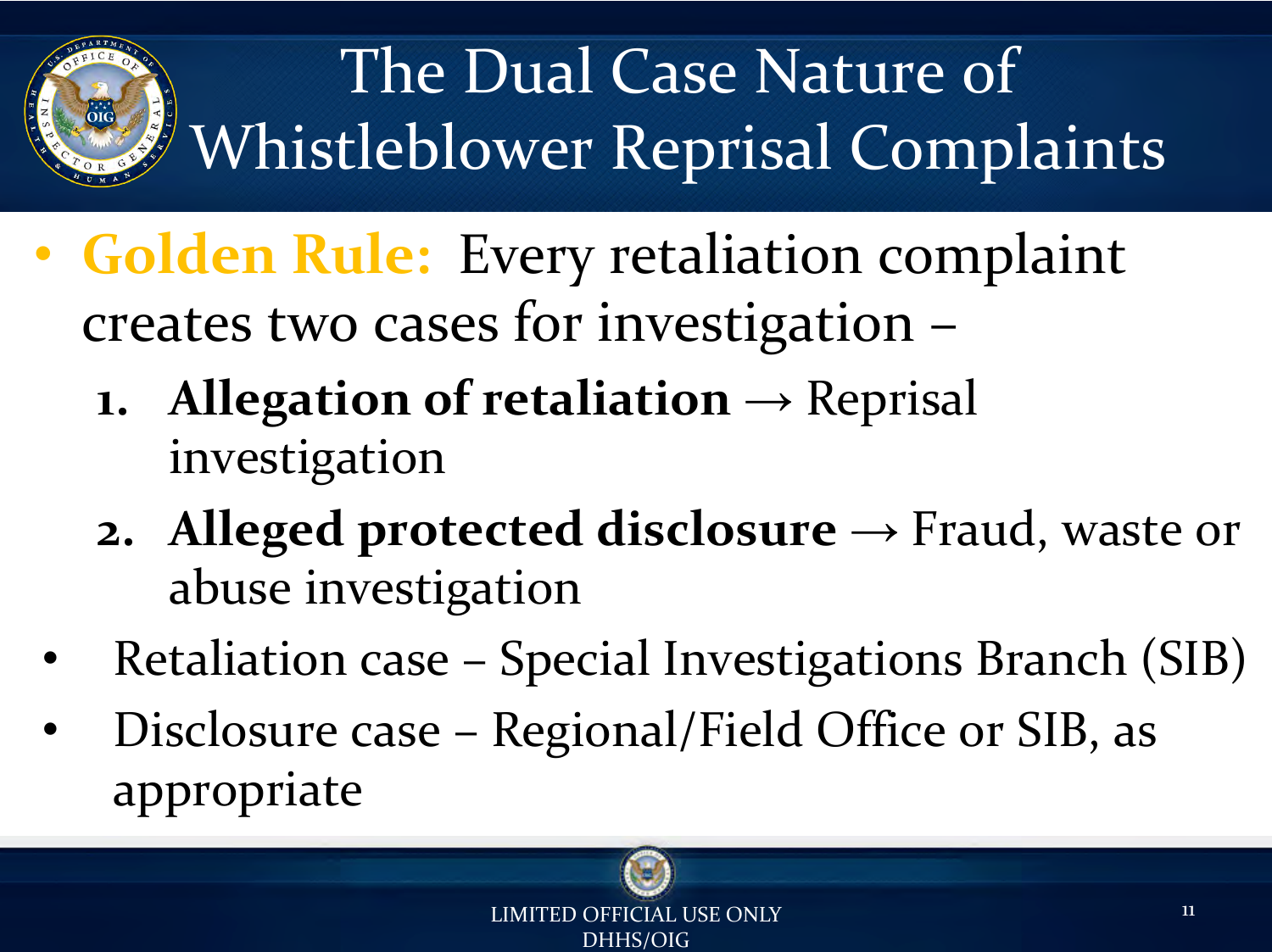# The Dual Case Nature of Whistleblower Reprisal Complaints

- **Golden Rule:** Every retaliation complaint creates two cases for investigation –
  1. **Allegation of retaliation** → Reprisal investigation
  2. **Alleged protected disclosure** → Fraud, waste or abuse investigation
- Retaliation case – Special Investigations Branch (SIB)
- Disclosure case – Regional/Field Office or SIB, as appropriate

LIMITED OFFICIAL USE ONLY
DHHS/OIG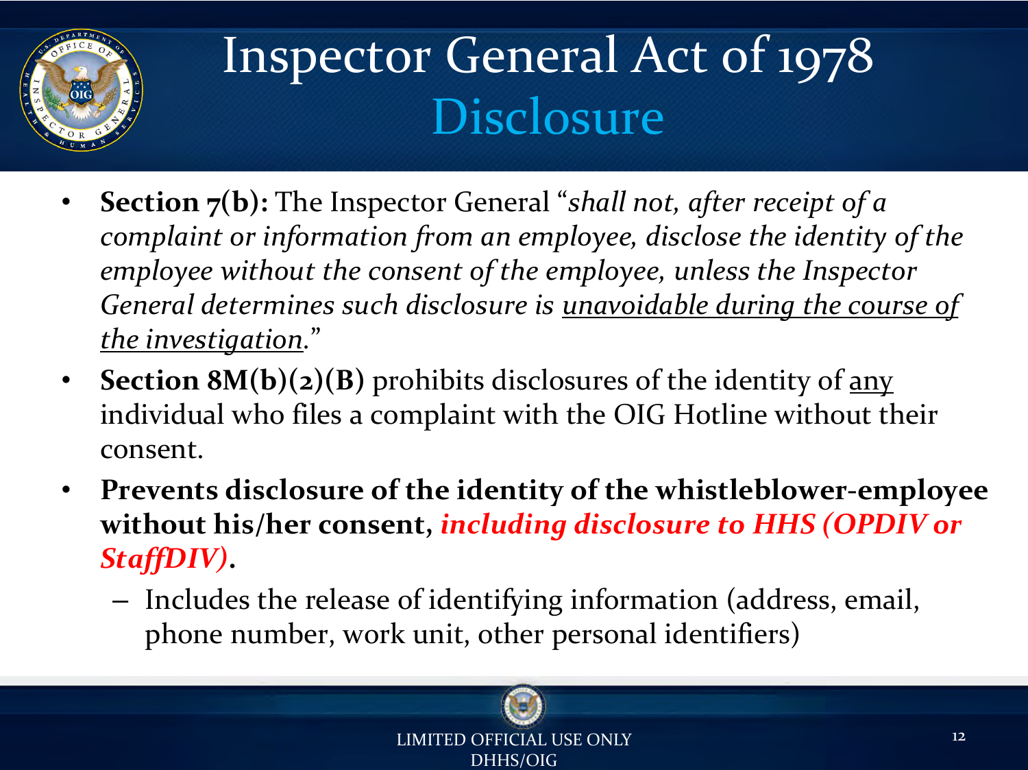# Inspector General Act of 1978
## Disclosure

- **Section 7(b):** The Inspector General "*shall not, after receipt of a complaint or information from an employee, disclose the identity of the employee without the consent of the employee, unless the Inspector General determines such disclosure is <u>unavoidable during the course of the investigation</u>.*"
- **Section 8M(b)(2)(B)** prohibits disclosures of the identity of <u>any</u> individual who files a complaint with the OIG Hotline without their consent.
- **Prevents disclosure of the identity of the whistleblower-employee without his/her consent, *including disclosure to HHS (OPDIV or StaffDIV)*.**
  - Includes the release of identifying information (address, email, phone number, work unit, other personal identifiers)

LIMITED OFFICIAL USE ONLY
DHHS/OIG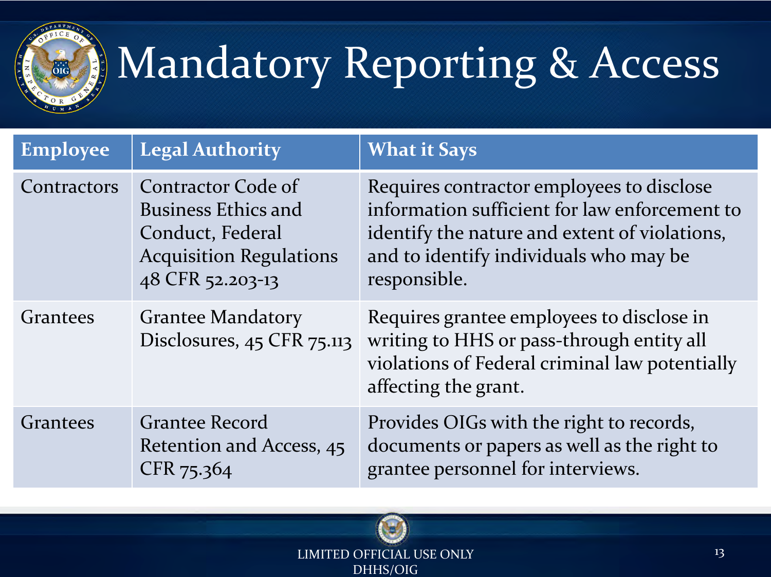# Mandatory Reporting & Access

| Employee | Legal Authority | What it Says |
| --- | --- | --- |
| Contractors | Contractor Code of Business Ethics and Conduct, Federal Acquisition Regulations 48 CFR 52.203-13 | Requires contractor employees to disclose information sufficient for law enforcement to identify the nature and extent of violations, and to identify individuals who may be responsible. |
| Grantees | Grantee Mandatory Disclosures, 45 CFR 75.113 | Requires grantee employees to disclose in writing to HHS or pass-through entity all violations of Federal criminal law potentially affecting the grant. |
| Grantees | Grantee Record Retention and Access, 45 CFR 75.364 | Provides OIGs with the right to records, documents or papers as well as the right to grantee personnel for interviews. |

LIMITED OFFICIAL USE ONLY
DHHS/OIG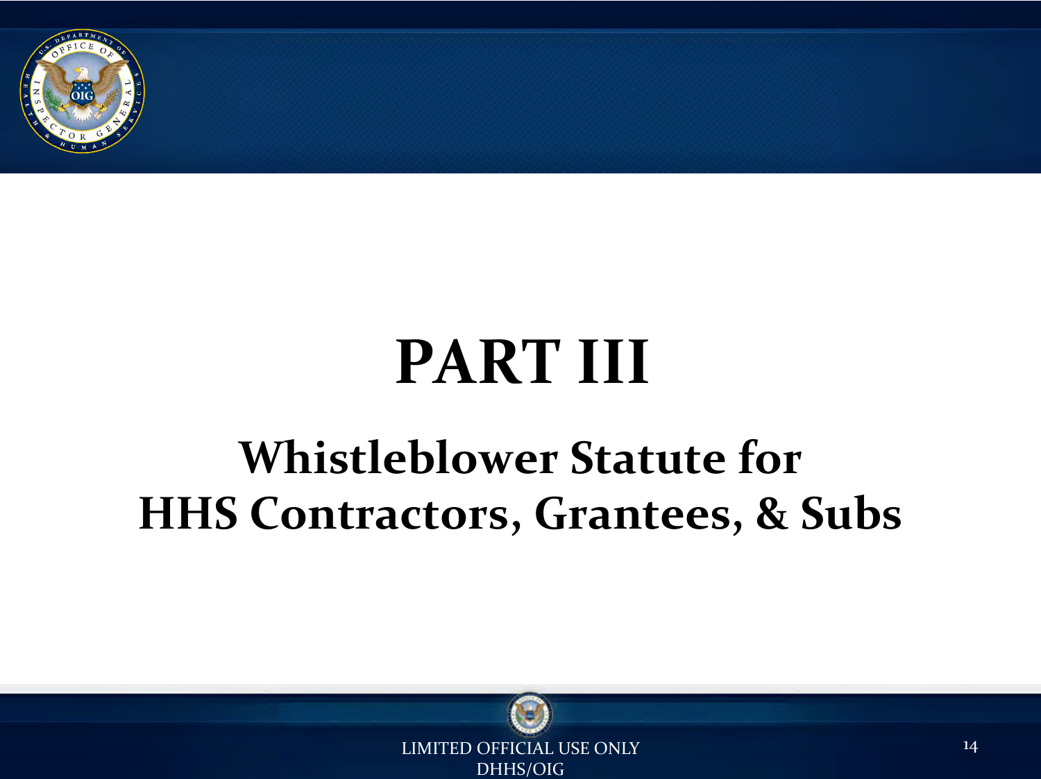# PART III

## Whistleblower Statute for HHS Contractors, Grantees, & Subs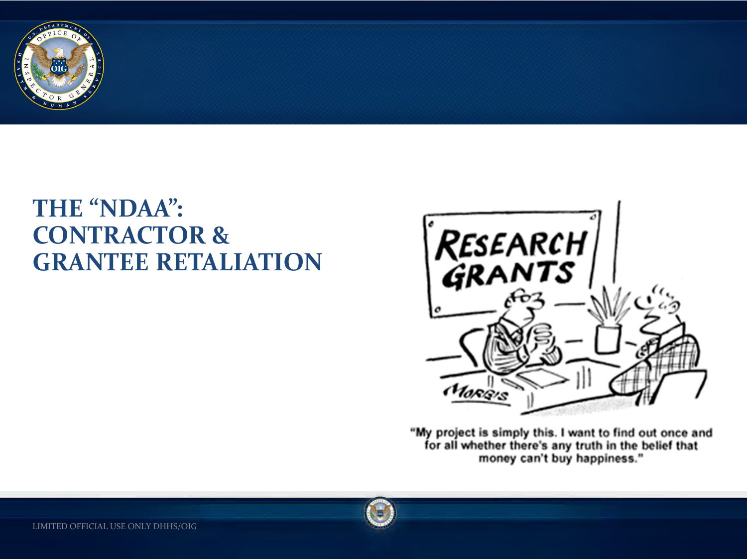# THE "NDAA": CONTRACTOR & GRANTEE RETALIATION

"My project is simply this. I want to find out once and for all whether there's any truth in the belief that money can't buy happiness."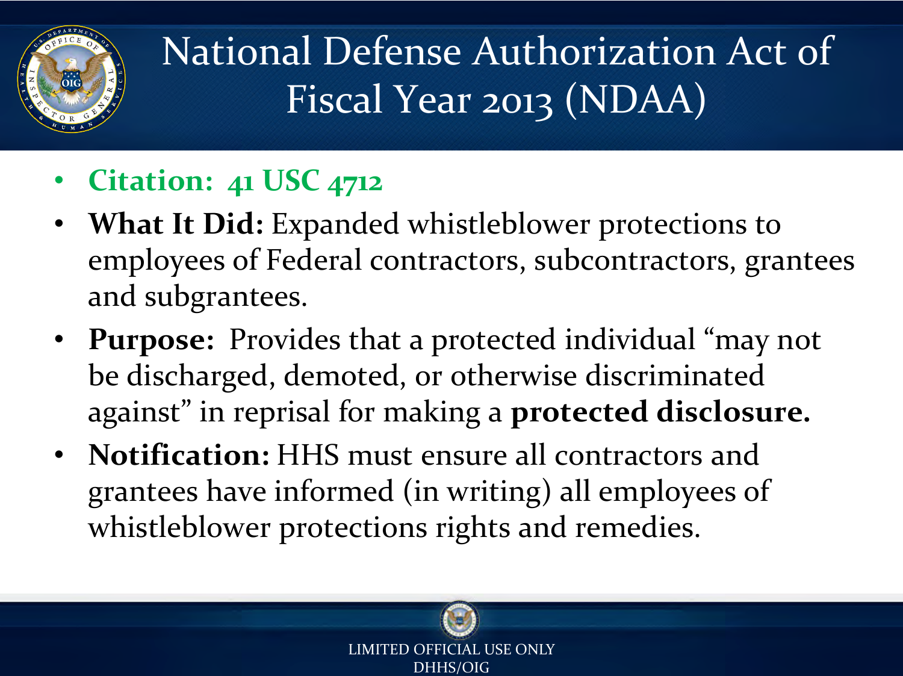# National Defense Authorization Act of Fiscal Year 2013 (NDAA)

- **Citation: 41 USC 4712**
- **What It Did:** Expanded whistleblower protections to employees of Federal contractors, subcontractors, grantees and subgrantees.
- **Purpose:** Provides that a protected individual "may not be discharged, demoted, or otherwise discriminated against" in reprisal for making a **protected disclosure.**
- **Notification:** HHS must ensure all contractors and grantees have informed (in writing) all employees of whistleblower protections rights and remedies.

LIMITED OFFICIAL USE ONLY
DHHS/OIG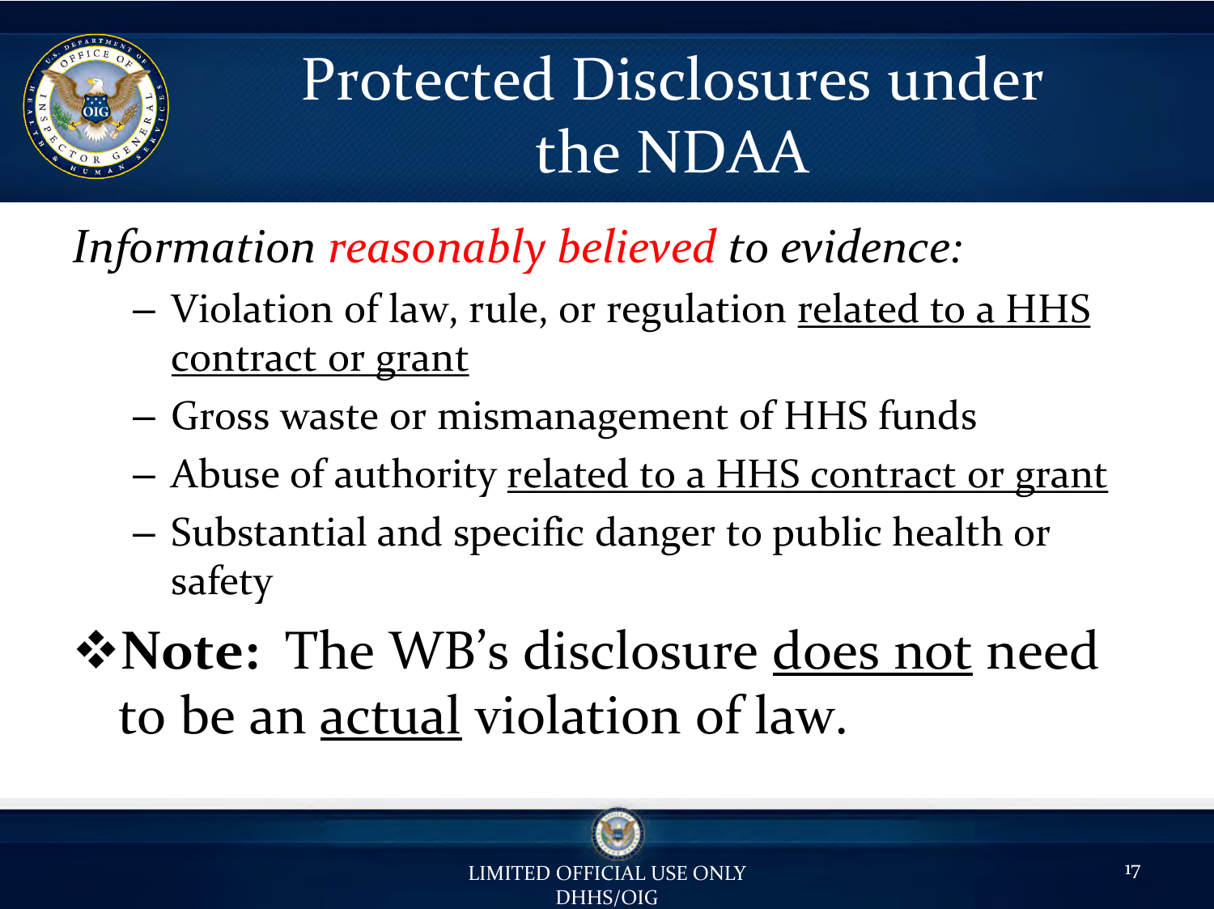# Protected Disclosures under the NDAA

*Information reasonably believed to evidence:*

- Violation of law, rule, or regulation related to a HHS contract or grant
- Gross waste or mismanagement of HHS funds
- Abuse of authority related to a HHS contract or grant
- Substantial and specific danger to public health or safety

❖**Note:** The WB's disclosure does not need to be an actual violation of law.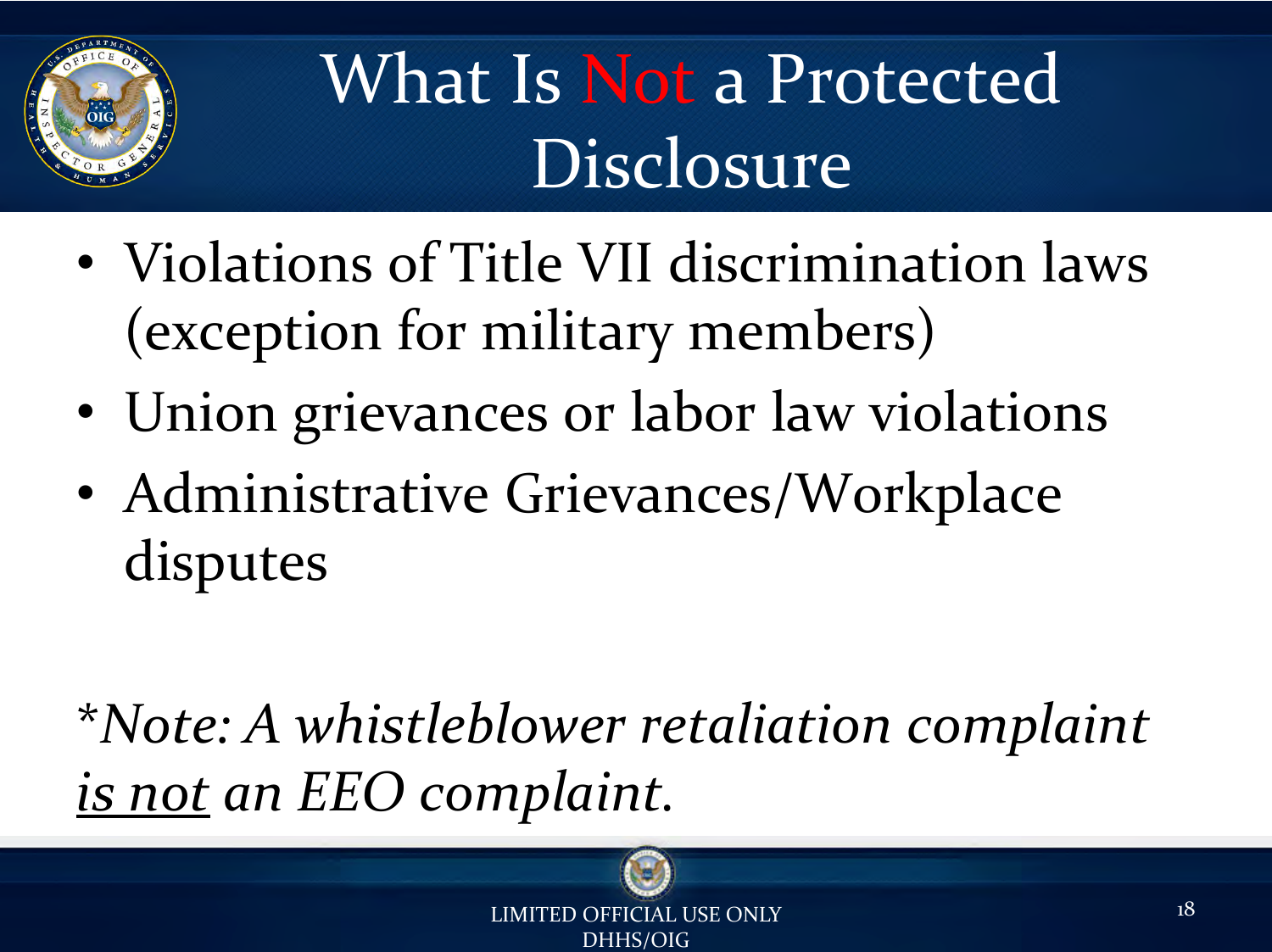# What Is Not a Protected Disclosure

- Violations of Title VII discrimination laws (exception for military members)
- Union grievances or labor law violations
- Administrative Grievances/Workplace disputes

*Note: A whistleblower retaliation complaint <u>is not</u> an EEO complaint.*

LIMITED OFFICIAL USE ONLY
DHHS/OIG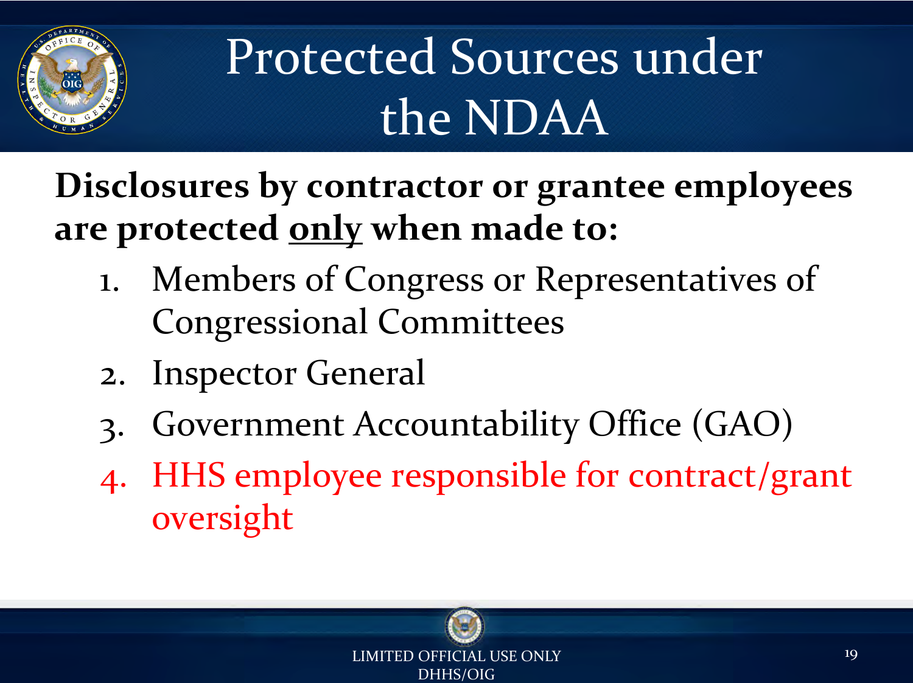# Protected Sources under the NDAA

**Disclosures by contractor or grantee employees are protected <u>only</u> when made to:**

1. Members of Congress or Representatives of Congressional Committees
2. Inspector General
3. Government Accountability Office (GAO)
4. HHS employee responsible for contract/grant oversight

LIMITED OFFICIAL USE ONLY
DHHS/OIG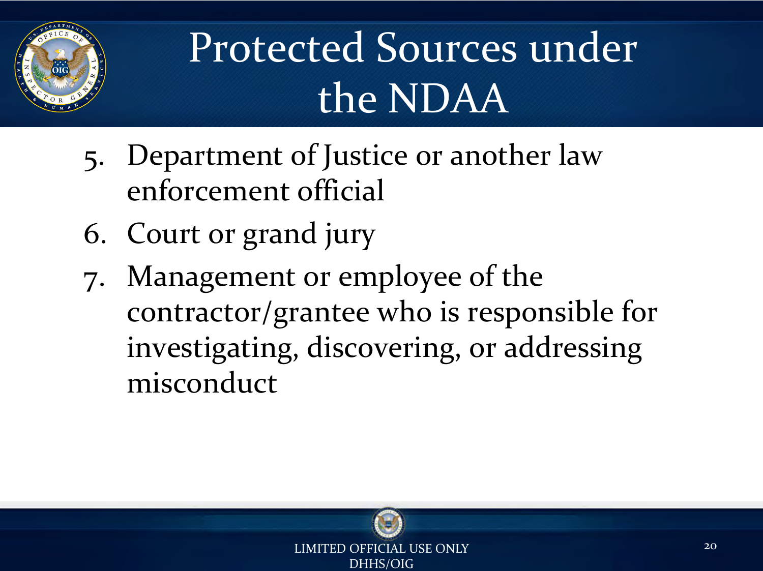# Protected Sources under the NDAA

5. Department of Justice or another law enforcement official
6. Court or grand jury
7. Management or employee of the contractor/grantee who is responsible for investigating, discovering, or addressing misconduct

LIMITED OFFICIAL USE ONLY
DHHS/OIG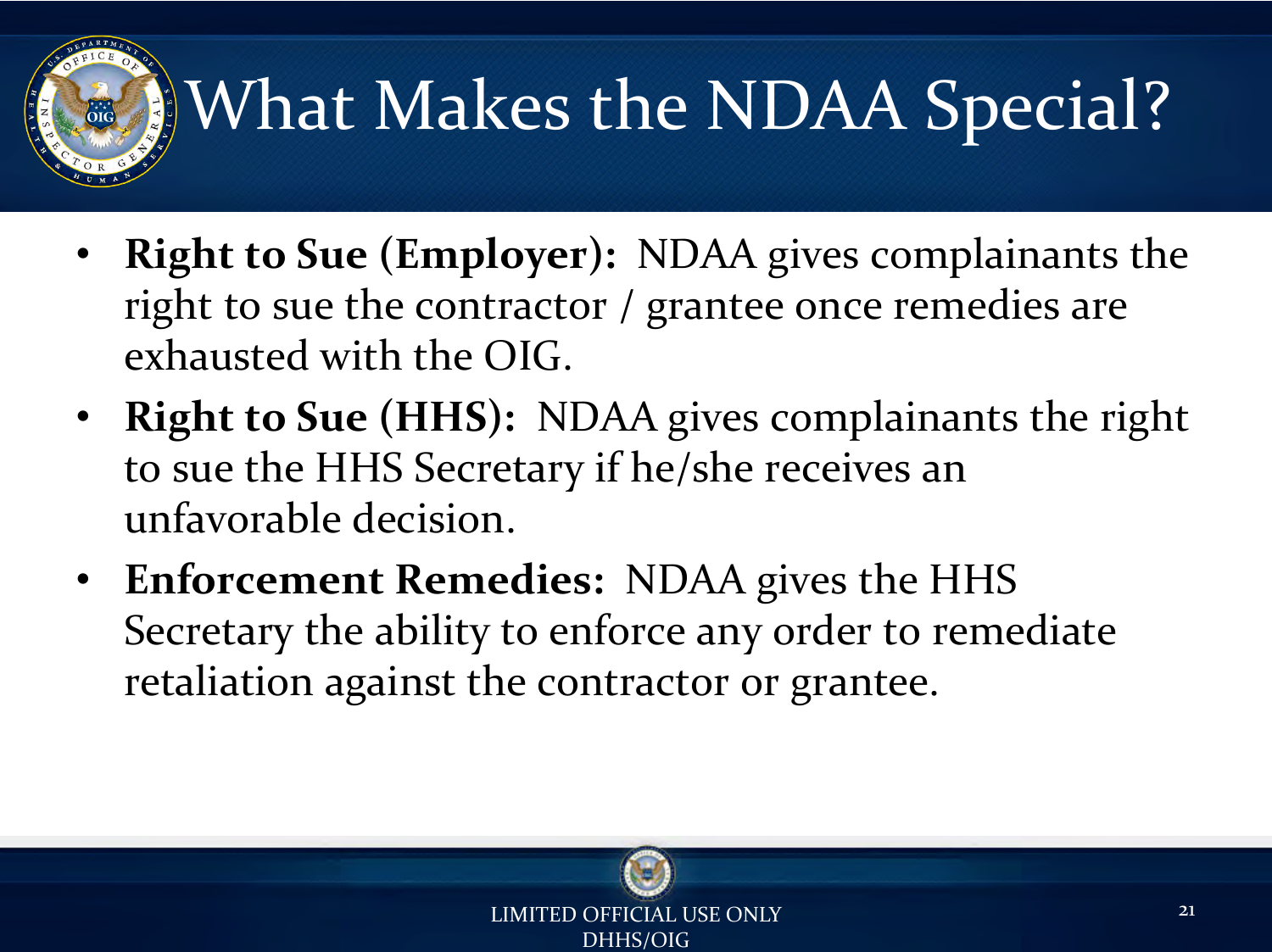# What Makes the NDAA Special?

- **Right to Sue (Employer):** NDAA gives complainants the right to sue the contractor / grantee once remedies are exhausted with the OIG.
- **Right to Sue (HHS):** NDAA gives complainants the right to sue the HHS Secretary if he/she receives an unfavorable decision.
- **Enforcement Remedies:** NDAA gives the HHS Secretary the ability to enforce any order to remediate retaliation against the contractor or grantee.

LIMITED OFFICIAL USE ONLY
DHHS/OIG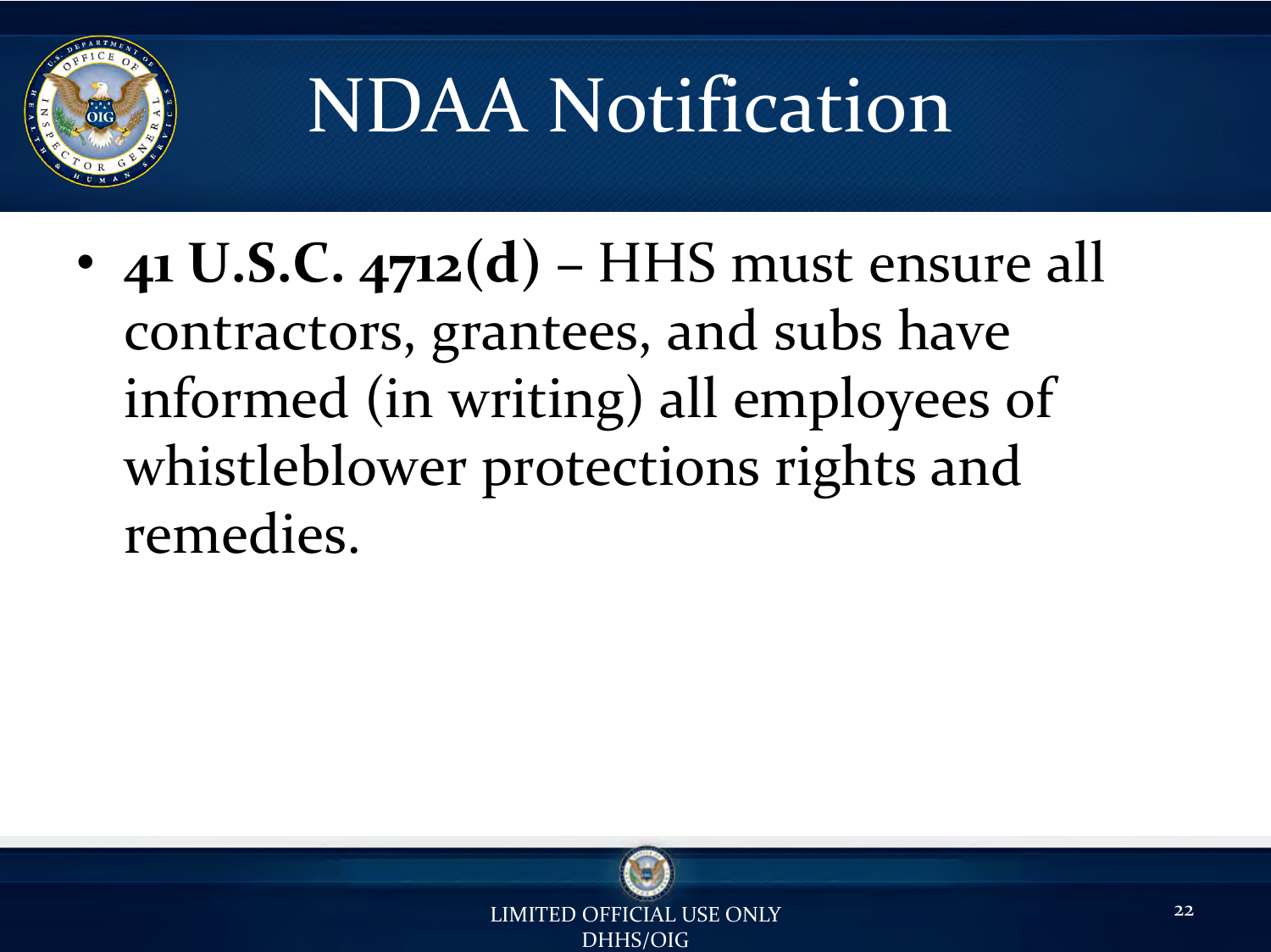# NDAA Notification

- **41 U.S.C. 4712(d)** – HHS must ensure all contractors, grantees, and subs have informed (in writing) all employees of whistleblower protections rights and remedies.

LIMITED OFFICIAL USE ONLY
DHHS/OIG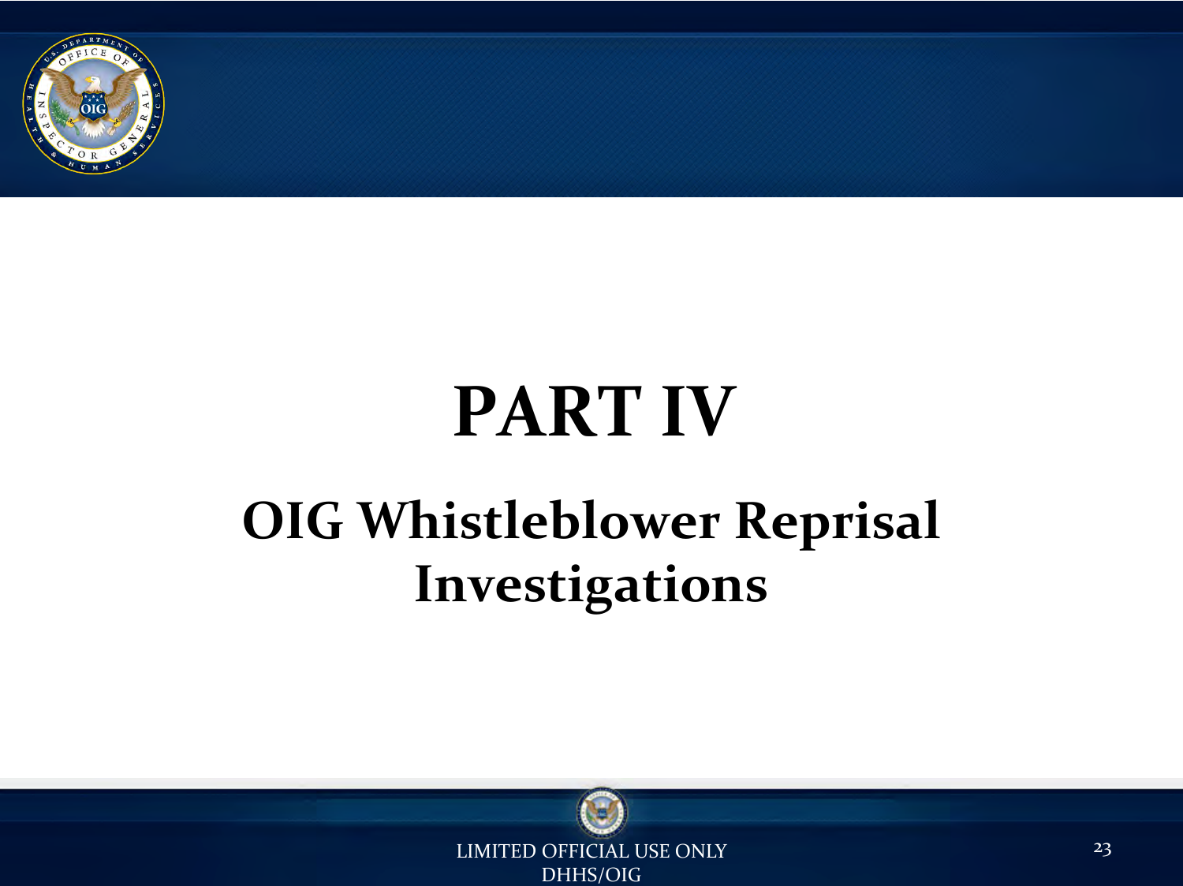# PART IV

## OIG Whistleblower Reprisal Investigations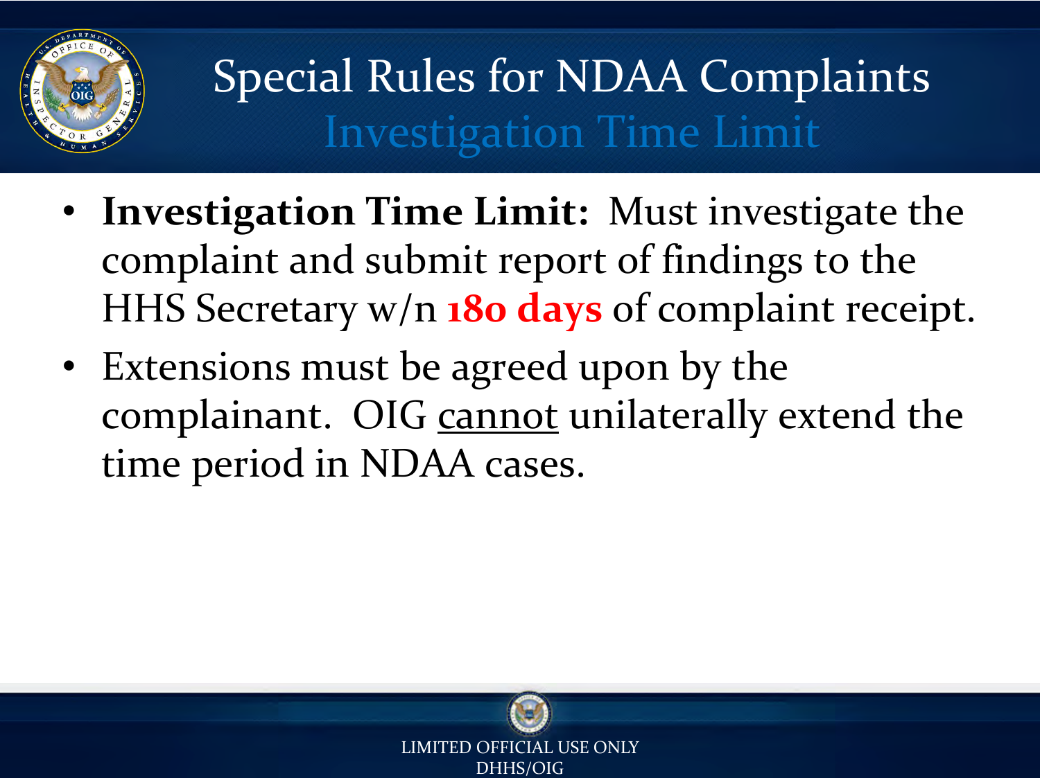# Special Rules for NDAA Complaints

## Investigation Time Limit

- **Investigation Time Limit:** Must investigate the complaint and submit report of findings to the HHS Secretary w/n **180 days** of complaint receipt.
- Extensions must be agreed upon by the complainant. OIG cannot unilaterally extend the time period in NDAA cases.

LIMITED OFFICIAL USE ONLY
DHHS/OIG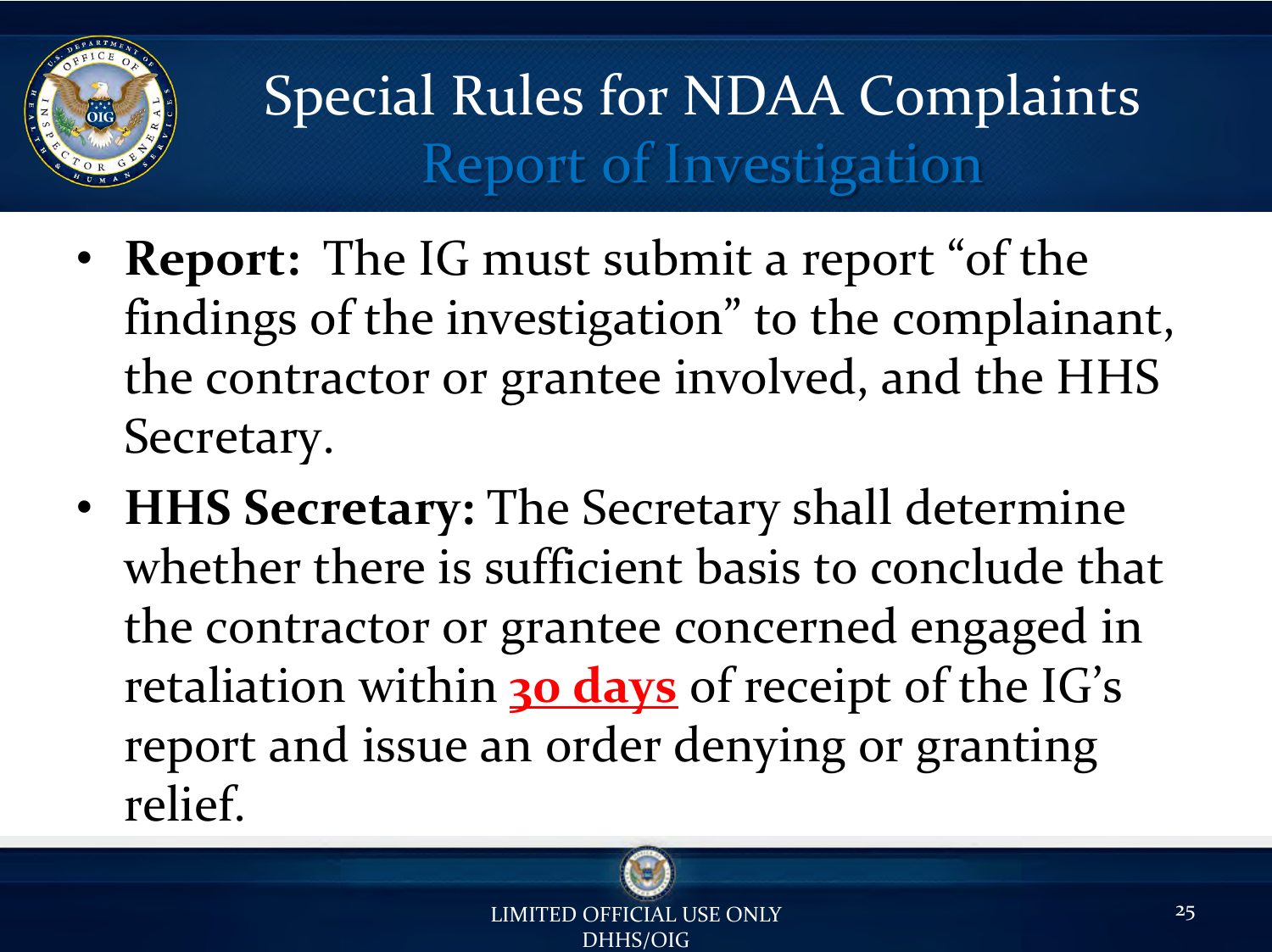# Special Rules for NDAA Complaints

## Report of Investigation

- **Report:** The IG must submit a report "of the findings of the investigation" to the complainant, the contractor or grantee involved, and the HHS Secretary.
- **HHS Secretary:** The Secretary shall determine whether there is sufficient basis to conclude that the contractor or grantee concerned engaged in retaliation within **30 days** of receipt of the IG's report and issue an order denying or granting relief.

LIMITED OFFICIAL USE ONLY
DHHS/OIG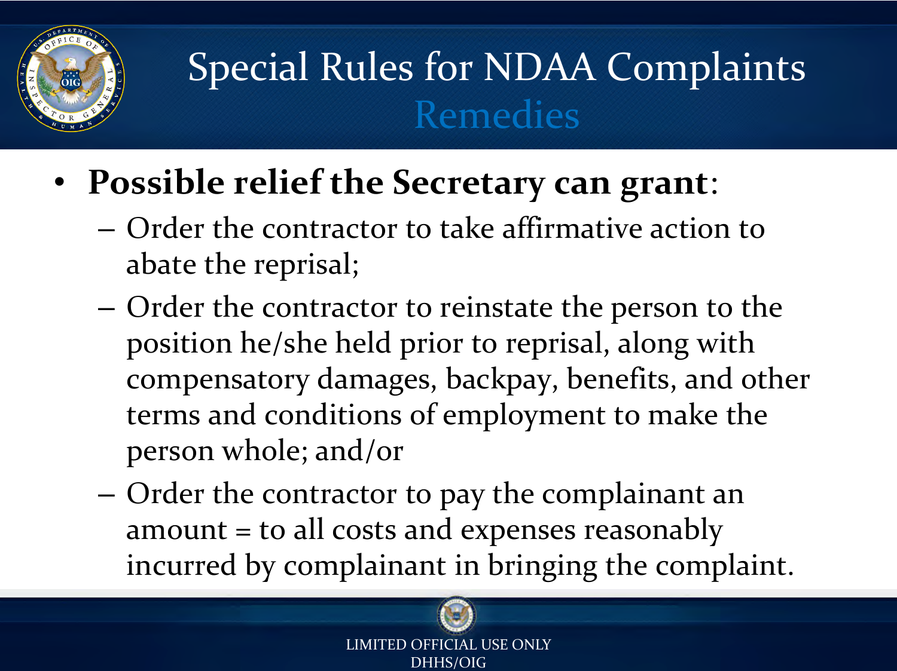# Special Rules for NDAA Complaints

## Remedies

- **Possible relief the Secretary can grant**:
  - Order the contractor to take affirmative action to abate the reprisal;
  - Order the contractor to reinstate the person to the position he/she held prior to reprisal, along with compensatory damages, backpay, benefits, and other terms and conditions of employment to make the person whole; and/or
  - Order the contractor to pay the complainant an amount = to all costs and expenses reasonably incurred by complainant in bringing the complaint.

LIMITED OFFICIAL USE ONLY
DHHS/OIG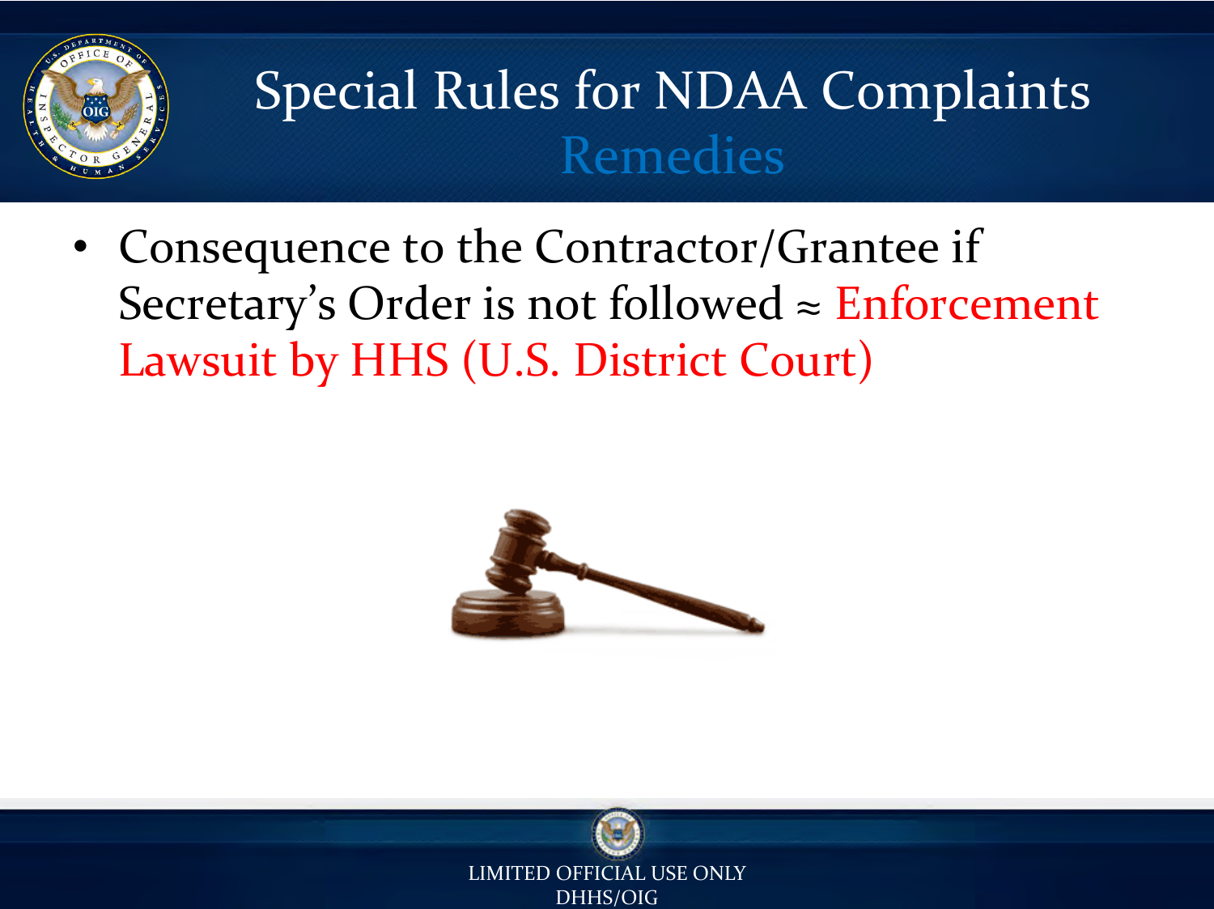# Special Rules for NDAA Complaints

## Remedies

- Consequence to the Contractor/Grantee if Secretary's Order is not followed ≈ Enforcement Lawsuit by HHS (U.S. District Court)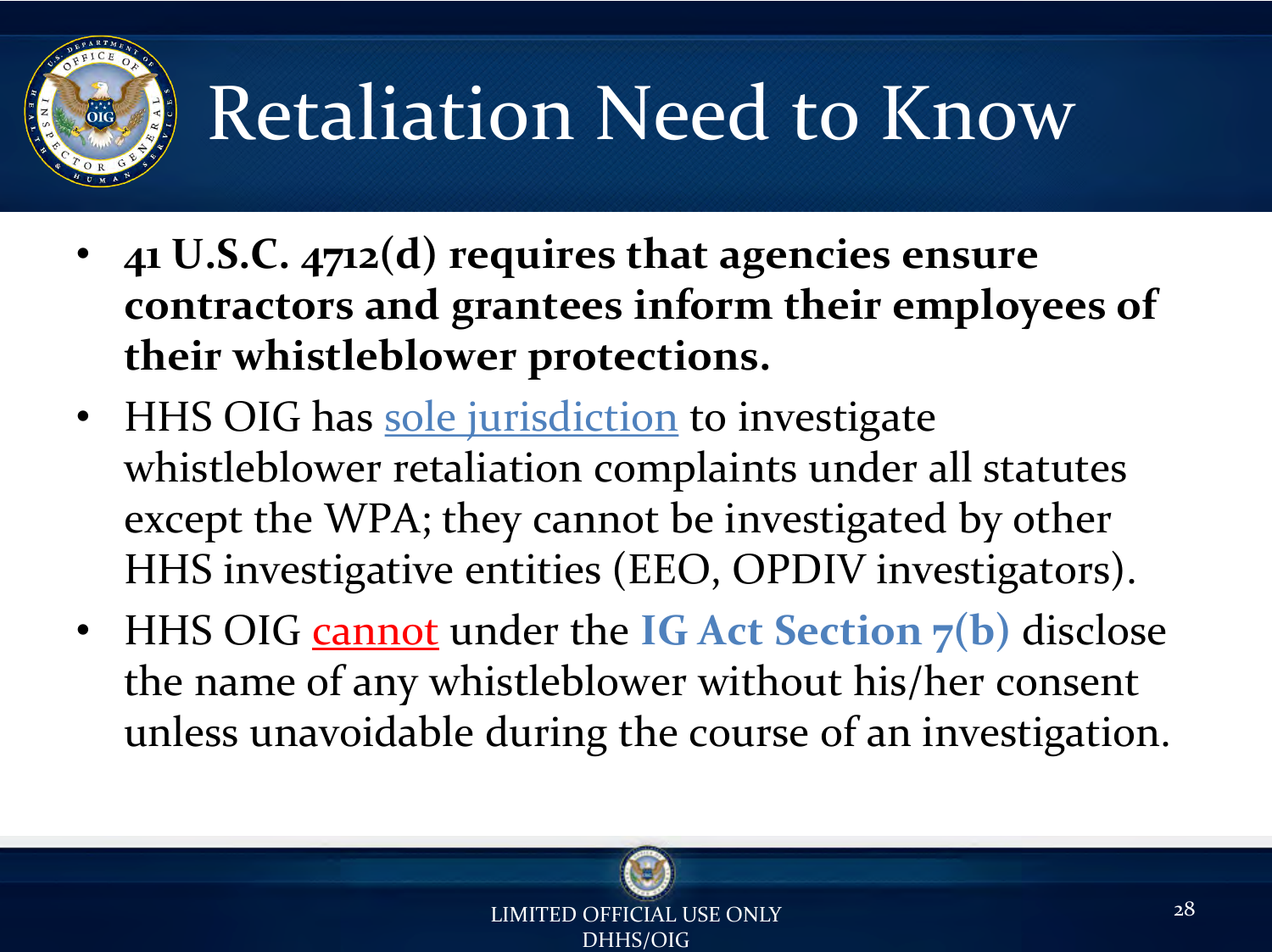# Retaliation Need to Know

- **41 U.S.C. 4712(d) requires that agencies ensure contractors and grantees inform their employees of their whistleblower protections.**
- HHS OIG has sole jurisdiction to investigate whistleblower retaliation complaints under all statutes except the WPA; they cannot be investigated by other HHS investigative entities (EEO, OPDIV investigators).
- HHS OIG cannot under the **IG Act Section 7(b)** disclose the name of any whistleblower without his/her consent unless unavoidable during the course of an investigation.

LIMITED OFFICIAL USE ONLY
DHHS/OIG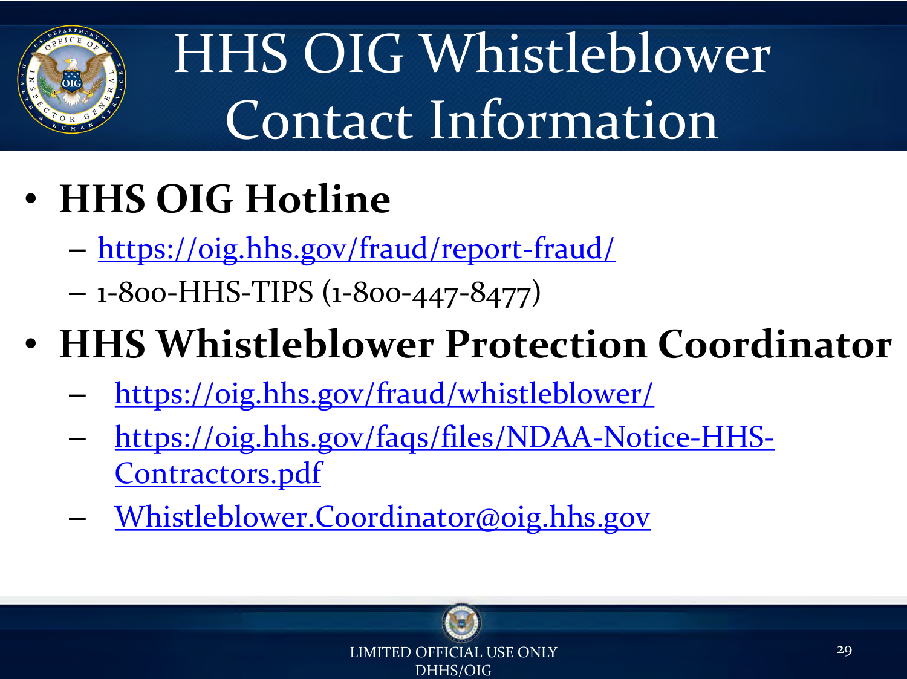# HHS OIG Whistleblower Contact Information

- **HHS OIG Hotline**
  - https://oig.hhs.gov/fraud/report-fraud/
  - 1-800-HHS-TIPS (1-800-447-8477)
- **HHS Whistleblower Protection Coordinator**
  - https://oig.hhs.gov/fraud/whistleblower/
  - https://oig.hhs.gov/faqs/files/NDAA-Notice-HHS-Contractors.pdf
  - Whistleblower.Coordinator@oig.hhs.gov